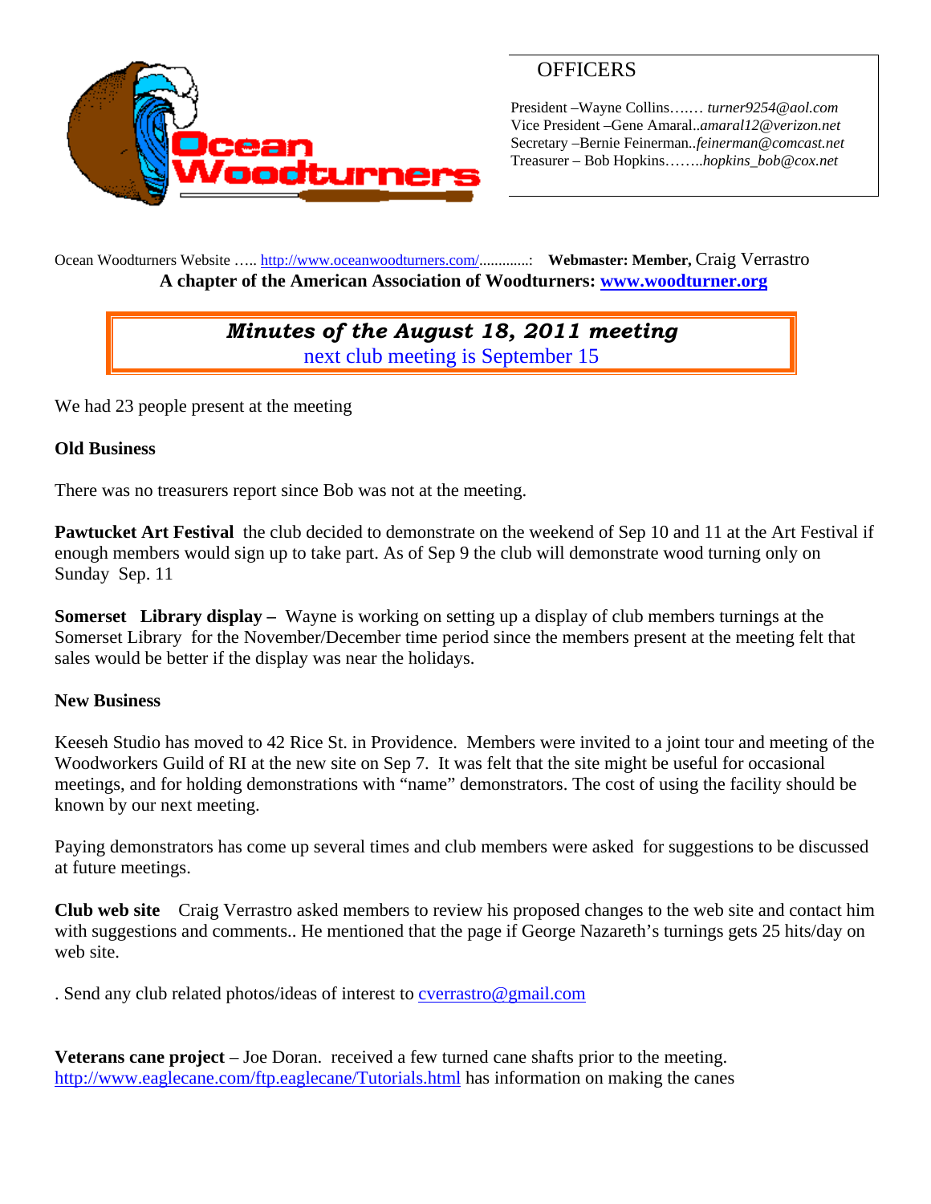Ocean Woodturners

## OFFICERS

President –Wayne Collins……. *turner9254@aol.com*
Vice President –Gene Amaral..*amaral12@verizon.net*
Secretary –Bernie Feinerman..*feinerman@comcast.net*
Treasurer – Bob Hopkins……..*hopkins_bob@cox.net*

Ocean Woodturners Website ….. http://www.oceanwoodturners.com/.............: **Webmaster: Member,** Craig Verrastro

**A chapter of the American Association of Woodturners: www.woodturner.org**

# *Minutes of the August 18, 2011 meeting*

next club meeting is September 15

We had 23 people present at the meeting

**Old Business**

There was no treasurers report since Bob was not at the meeting.

**Pawtucket Art Festival** the club decided to demonstrate on the weekend of Sep 10 and 11 at the Art Festival if enough members would sign up to take part. As of Sep 9 the club will demonstrate wood turning only on Sunday Sep. 11

**Somerset Library display –** Wayne is working on setting up a display of club members turnings at the Somerset Library for the November/December time period since the members present at the meeting felt that sales would be better if the display was near the holidays.

**New Business**

Keeseh Studio has moved to 42 Rice St. in Providence. Members were invited to a joint tour and meeting of the Woodworkers Guild of RI at the new site on Sep 7. It was felt that the site might be useful for occasional meetings, and for holding demonstrations with "name" demonstrators. The cost of using the facility should be known by our next meeting.

Paying demonstrators has come up several times and club members were asked for suggestions to be discussed at future meetings.

**Club web site** Craig Verrastro asked members to review his proposed changes to the web site and contact him with suggestions and comments.. He mentioned that the page if George Nazareth's turnings gets 25 hits/day on web site.

. Send any club related photos/ideas of interest to cverrastro@gmail.com

**Veterans cane project** – Joe Doran. received a few turned cane shafts prior to the meeting. http://www.eaglecane.com/ftp.eaglecane/Tutorials.html has information on making the canes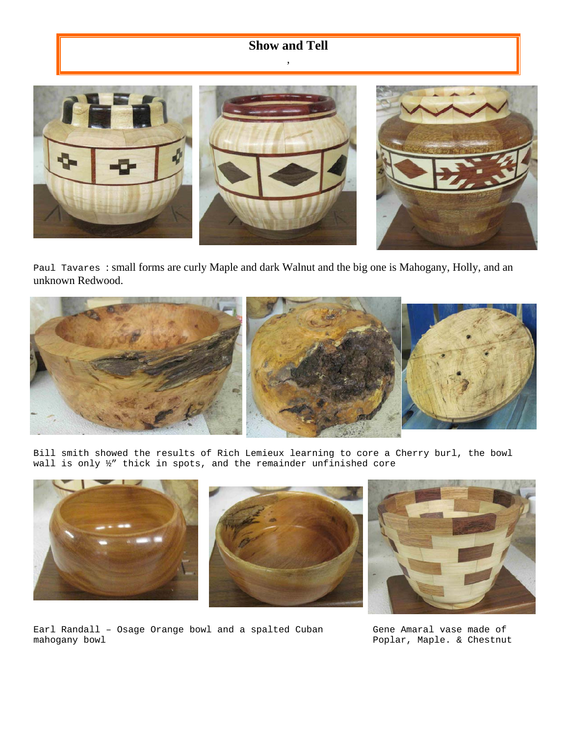## Show and Tell

,

Paul Tavares : small forms are curly Maple and dark Walnut and the big one is Mahogany, Holly, and an unknown Redwood.

Bill smith showed the results of Rich Lemieux learning to core a Cherry burl, the bowl wall is only ½" thick in spots, and the remainder unfinished core

Earl Randall – Osage Orange bowl and a spalted Cuban mahogany bowl

Gene Amaral vase made of Poplar, Maple. & Chestnut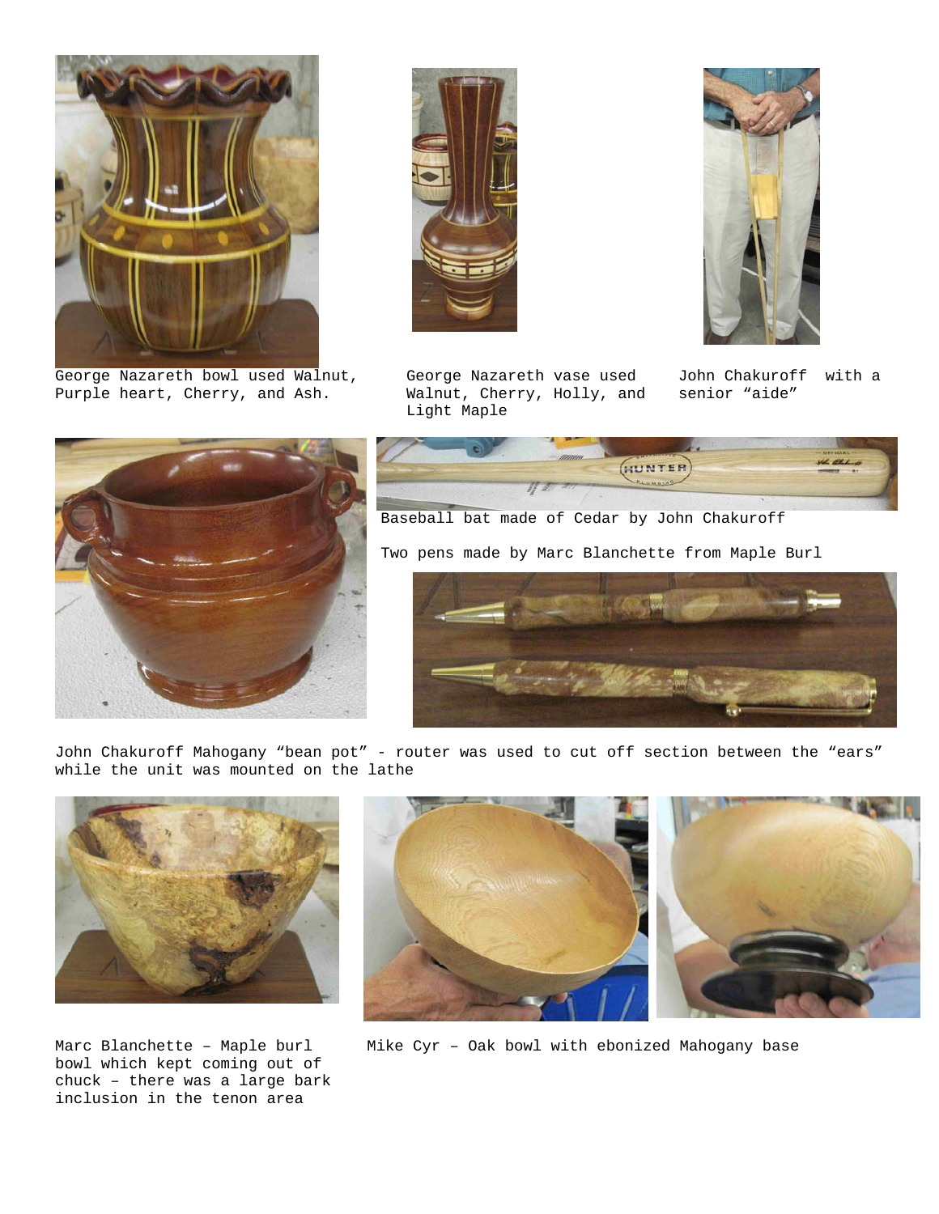George Nazareth bowl used Walnut, Purple heart, Cherry, and Ash.

George Nazareth vase used Walnut, Cherry, Holly, and Light Maple

John Chakuroff with a senior "aide"

Baseball bat made of Cedar by John Chakuroff

Two pens made by Marc Blanchette from Maple Burl

John Chakuroff Mahogany "bean pot" - router was used to cut off section between the "ears" while the unit was mounted on the lathe

Marc Blanchette – Maple burl bowl which kept coming out of chuck – there was a large bark inclusion in the tenon area

Mike Cyr – Oak bowl with ebonized Mahogany base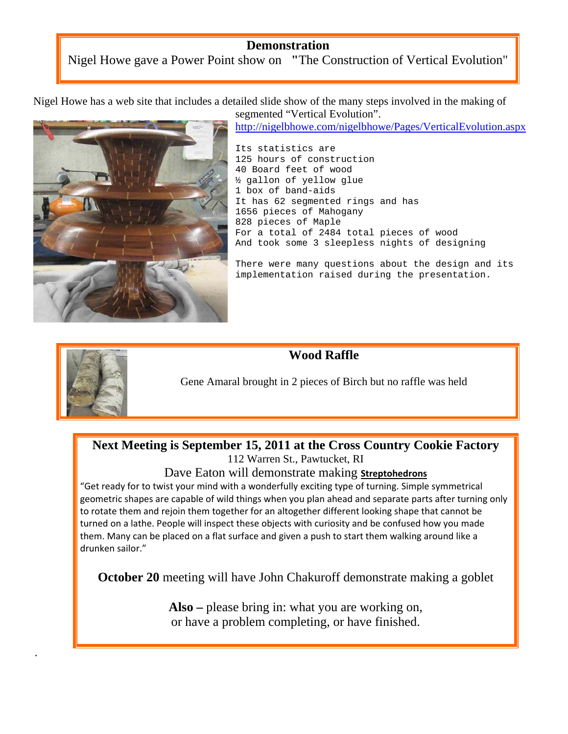## Demonstration

Nigel Howe gave a Power Point show on "The Construction of Vertical Evolution"

Nigel Howe has a web site that includes a detailed slide show of the many steps involved in the making of segmented "Vertical Evolution".

http://nigelbhowe.com/nigelbhowe/Pages/VerticalEvolution.aspx

Its statistics are
125 hours of construction
40 Board feet of wood
½ gallon of yellow glue
1 box of band-aids
It has 62 segmented rings and has
1656 pieces of Mahogany
828 pieces of Maple
For a total of 2484 total pieces of wood
And took some 3 sleepless nights of designing

There were many questions about the design and its implementation raised during the presentation.

## Wood Raffle

Gene Amaral brought in 2 pieces of Birch but no raffle was held

## Next Meeting is September 15, 2011 at the Cross Country Cookie Factory

112 Warren St., Pawtucket, RI

Dave Eaton will demonstrate making **Streptohedrons**

"Get ready for to twist your mind with a wonderfully exciting type of turning. Simple symmetrical geometric shapes are capable of wild things when you plan ahead and separate parts after turning only to rotate them and rejoin them together for an altogether different looking shape that cannot be turned on a lathe. People will inspect these objects with curiosity and be confused how you made them. Many can be placed on a flat surface and given a push to start them walking around like a drunken sailor."

**October 20** meeting will have John Chakuroff demonstrate making a goblet

**Also –** please bring in: what you are working on, or have a problem completing, or have finished.